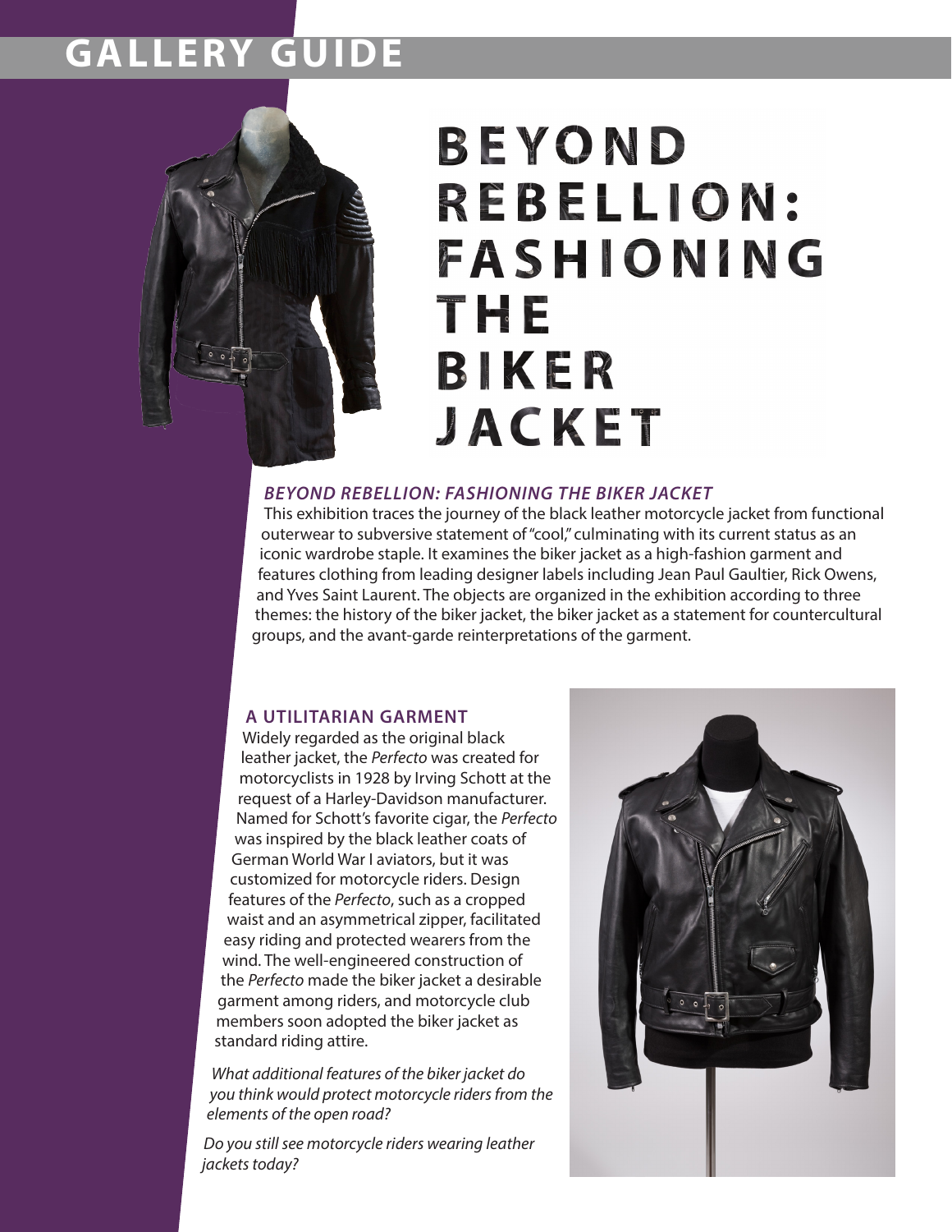# GALLERY GUIDE

# BEYOND REBELLION: FASHIONING THE BIKER JACKET

### *BEYOND REBELLION: FASHIONING THE BIKER JACKET*

This exhibition traces the journey of the black leather motorcycle jacket from functional outerwear to subversive statement of "cool," culminating with its current status as an iconic wardrobe staple. It examines the biker jacket as a high-fashion garment and features clothing from leading designer labels including Jean Paul Gaultier, Rick Owens, and Yves Saint Laurent. The objects are organized in the exhibition according to three themes: the history of the biker jacket, the biker jacket as a statement for countercultural groups, and the avant-garde reinterpretations of the garment.

### A UTILITARIAN GARMENT

Widely regarded as the original black leather jacket, the *Perfecto* was created for motorcyclists in 1928 by Irving Schott at the request of a Harley-Davidson manufacturer. Named for Schott's favorite cigar, the *Perfecto* was inspired by the black leather coats of German World War I aviators, but it was customized for motorcycle riders. Design features of the *Perfecto*, such as a cropped waist and an asymmetrical zipper, facilitated easy riding and protected wearers from the wind. The well-engineered construction of the *Perfecto* made the biker jacket a desirable garment among riders, and motorcycle club members soon adopted the biker jacket as standard riding attire.

*What additional features of the biker jacket do you think would protect motorcycle riders from the elements of the open road?*

*Do you still see motorcycle riders wearing leather jackets today?*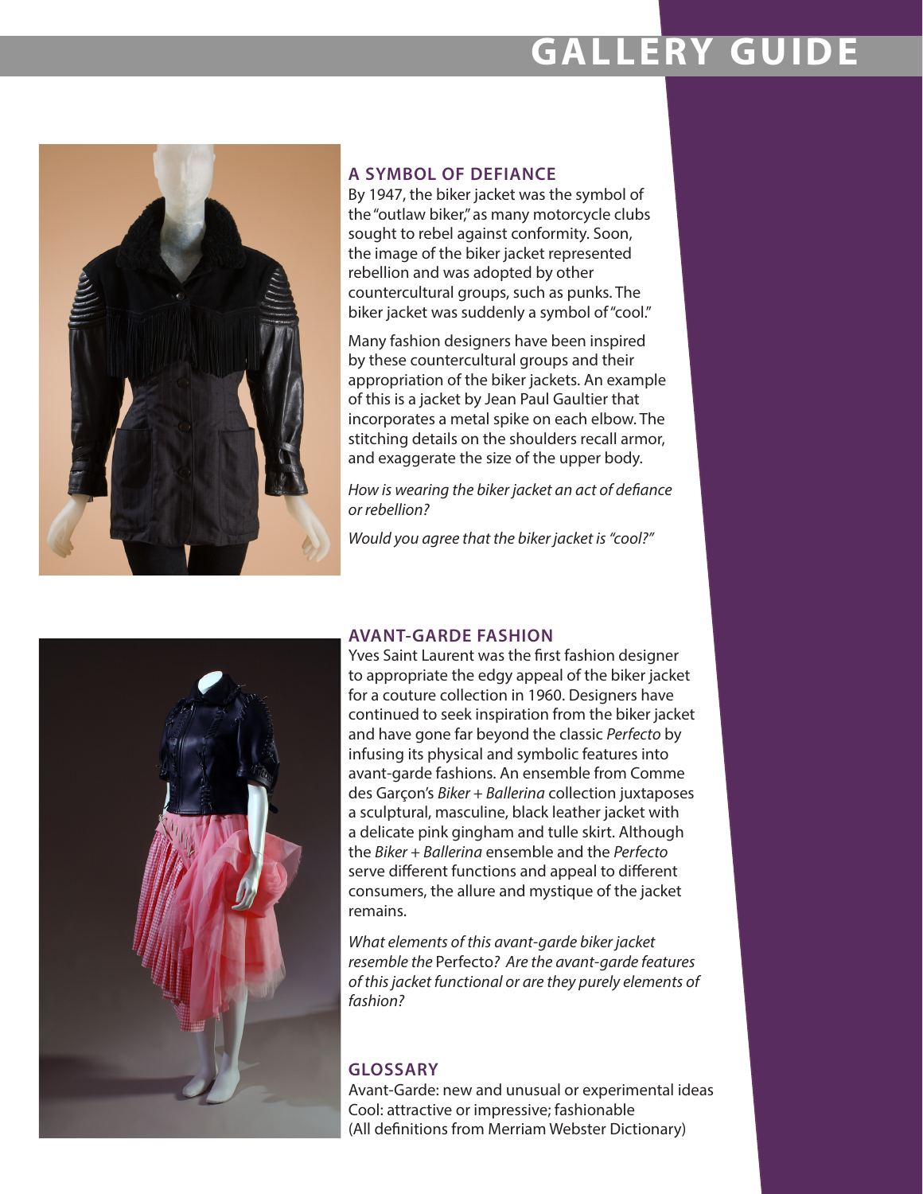# GALLERY GUIDE

## A SYMBOL OF DEFIANCE

By 1947, the biker jacket was the symbol of the "outlaw biker," as many motorcycle clubs sought to rebel against conformity. Soon, the image of the biker jacket represented rebellion and was adopted by other countercultural groups, such as punks. The biker jacket was suddenly a symbol of "cool."

Many fashion designers have been inspired by these countercultural groups and their appropriation of the biker jackets. An example of this is a jacket by Jean Paul Gaultier that incorporates a metal spike on each elbow. The stitching details on the shoulders recall armor, and exaggerate the size of the upper body.

*How is wearing the biker jacket an act of defiance or rebellion?*

*Would you agree that the biker jacket is "cool?"*

## AVANT-GARDE FASHION

Yves Saint Laurent was the first fashion designer to appropriate the edgy appeal of the biker jacket for a couture collection in 1960. Designers have continued to seek inspiration from the biker jacket and have gone far beyond the classic *Perfecto* by infusing its physical and symbolic features into avant-garde fashions. An ensemble from Comme des Garçon's *Biker + Ballerina* collection juxtaposes a sculptural, masculine, black leather jacket with a delicate pink gingham and tulle skirt. Although the *Biker + Ballerina* ensemble and the *Perfecto* serve different functions and appeal to different consumers, the allure and mystique of the jacket remains.

*What elements of this avant-garde biker jacket resemble the* Perfecto*? Are the avant-garde features of this jacket functional or are they purely elements of fashion?*

## GLOSSARY

Avant-Garde: new and unusual or experimental ideas
Cool: attractive or impressive; fashionable
(All definitions from Merriam Webster Dictionary)